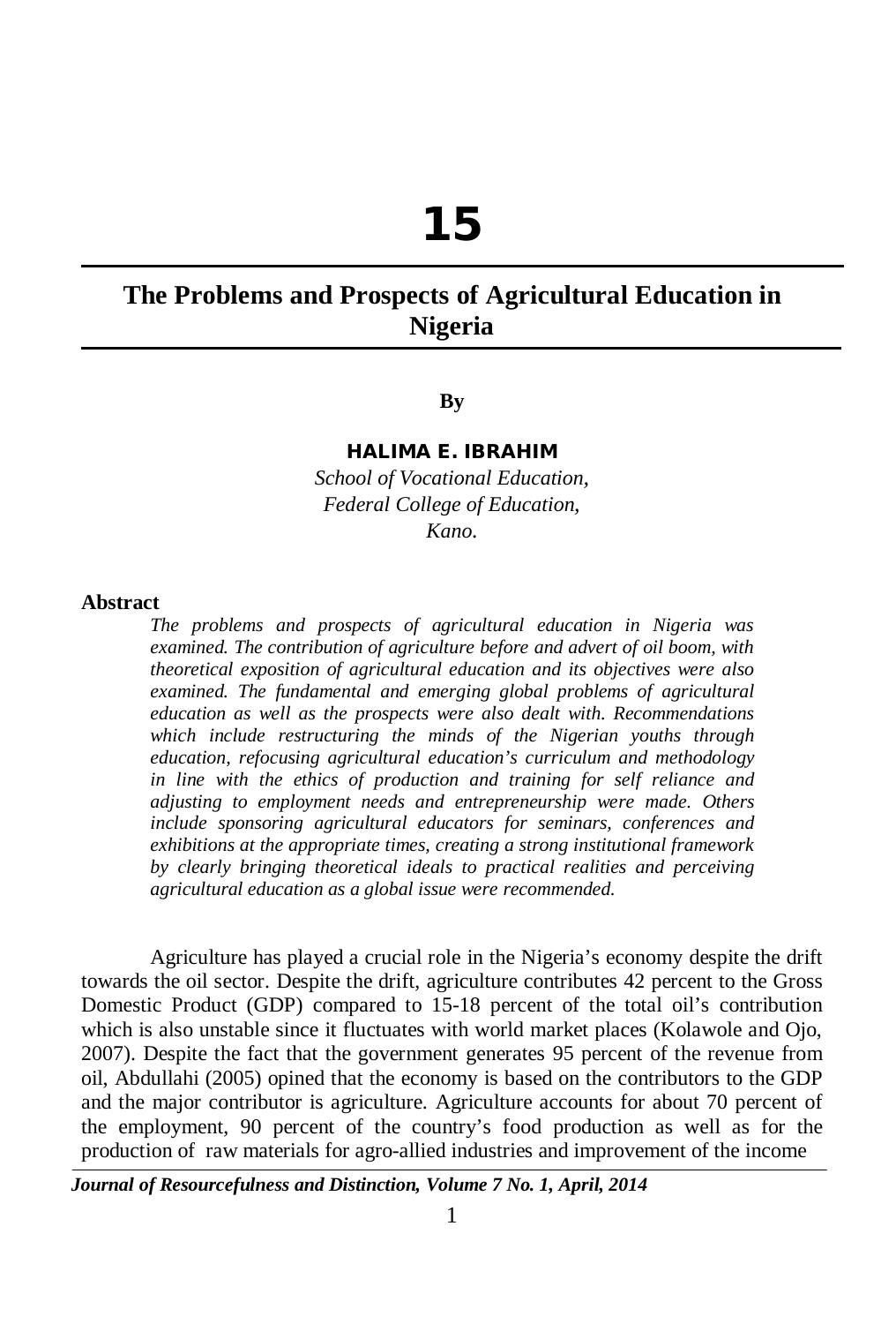# 15

## The Problems and Prospects of Agricultural Education in Nigeria

**By**

**HALIMA E. IBRAHIM**

*School of Vocational Education,*
*Federal College of Education,*
*Kano.*

**Abstract**

*The problems and prospects of agricultural education in Nigeria was examined. The contribution of agriculture before and advert of oil boom, with theoretical exposition of agricultural education and its objectives were also examined. The fundamental and emerging global problems of agricultural education as well as the prospects were also dealt with. Recommendations which include restructuring the minds of the Nigerian youths through education, refocusing agricultural education's curriculum and methodology in line with the ethics of production and training for self reliance and adjusting to employment needs and entrepreneurship were made. Others include sponsoring agricultural educators for seminars, conferences and exhibitions at the appropriate times, creating a strong institutional framework by clearly bringing theoretical ideals to practical realities and perceiving agricultural education as a global issue were recommended.*

Agriculture has played a crucial role in the Nigeria's economy despite the drift towards the oil sector. Despite the drift, agriculture contributes 42 percent to the Gross Domestic Product (GDP) compared to 15-18 percent of the total oil's contribution which is also unstable since it fluctuates with world market places (Kolawole and Ojo, 2007). Despite the fact that the government generates 95 percent of the revenue from oil, Abdullahi (2005) opined that the economy is based on the contributors to the GDP and the major contributor is agriculture. Agriculture accounts for about 70 percent of the employment, 90 percent of the country's food production as well as for the production of raw materials for agro-allied industries and improvement of the income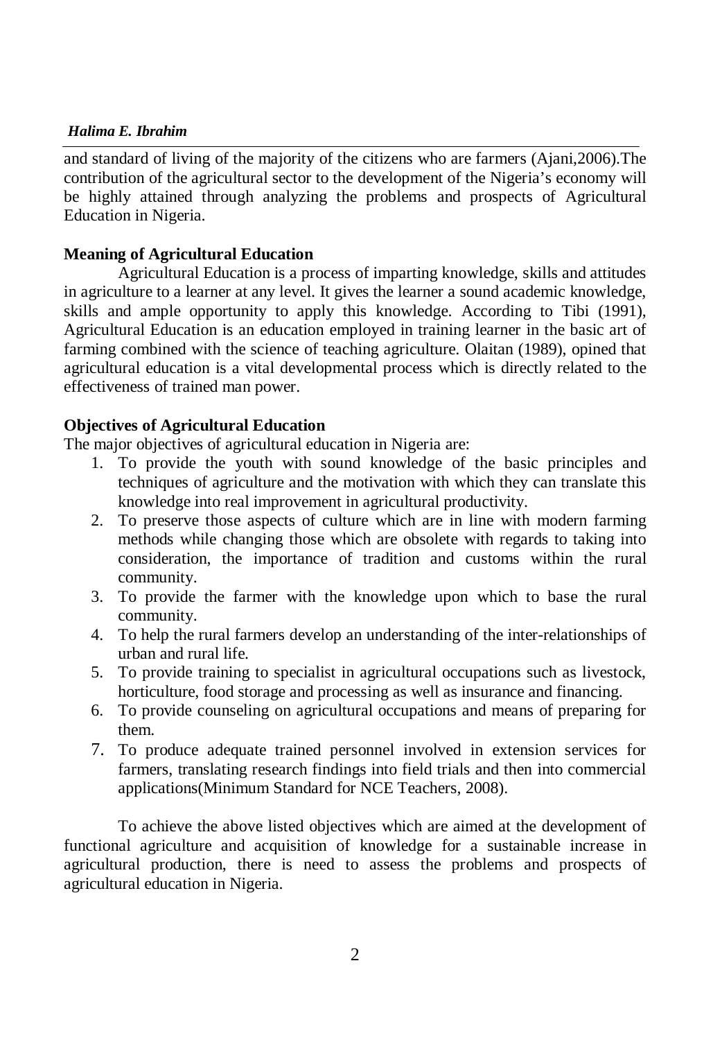and standard of living of the majority of the citizens who are farmers (Ajani,2006).The contribution of the agricultural sector to the development of the Nigeria's economy will be highly attained through analyzing the problems and prospects of Agricultural Education in Nigeria.

**Meaning of Agricultural Education**

Agricultural Education is a process of imparting knowledge, skills and attitudes in agriculture to a learner at any level. It gives the learner a sound academic knowledge, skills and ample opportunity to apply this knowledge. According to Tibi (1991), Agricultural Education is an education employed in training learner in the basic art of farming combined with the science of teaching agriculture. Olaitan (1989), opined that agricultural education is a vital developmental process which is directly related to the effectiveness of trained man power.

**Objectives of Agricultural Education**

The major objectives of agricultural education in Nigeria are:

1. To provide the youth with sound knowledge of the basic principles and techniques of agriculture and the motivation with which they can translate this knowledge into real improvement in agricultural productivity.
2. To preserve those aspects of culture which are in line with modern farming methods while changing those which are obsolete with regards to taking into consideration, the importance of tradition and customs within the rural community.
3. To provide the farmer with the knowledge upon which to base the rural community.
4. To help the rural farmers develop an understanding of the inter-relationships of urban and rural life.
5. To provide training to specialist in agricultural occupations such as livestock, horticulture, food storage and processing as well as insurance and financing.
6. To provide counseling on agricultural occupations and means of preparing for them.
7. To produce adequate trained personnel involved in extension services for farmers, translating research findings into field trials and then into commercial applications(Minimum Standard for NCE Teachers, 2008).

To achieve the above listed objectives which are aimed at the development of functional agriculture and acquisition of knowledge for a sustainable increase in agricultural production, there is need to assess the problems and prospects of agricultural education in Nigeria.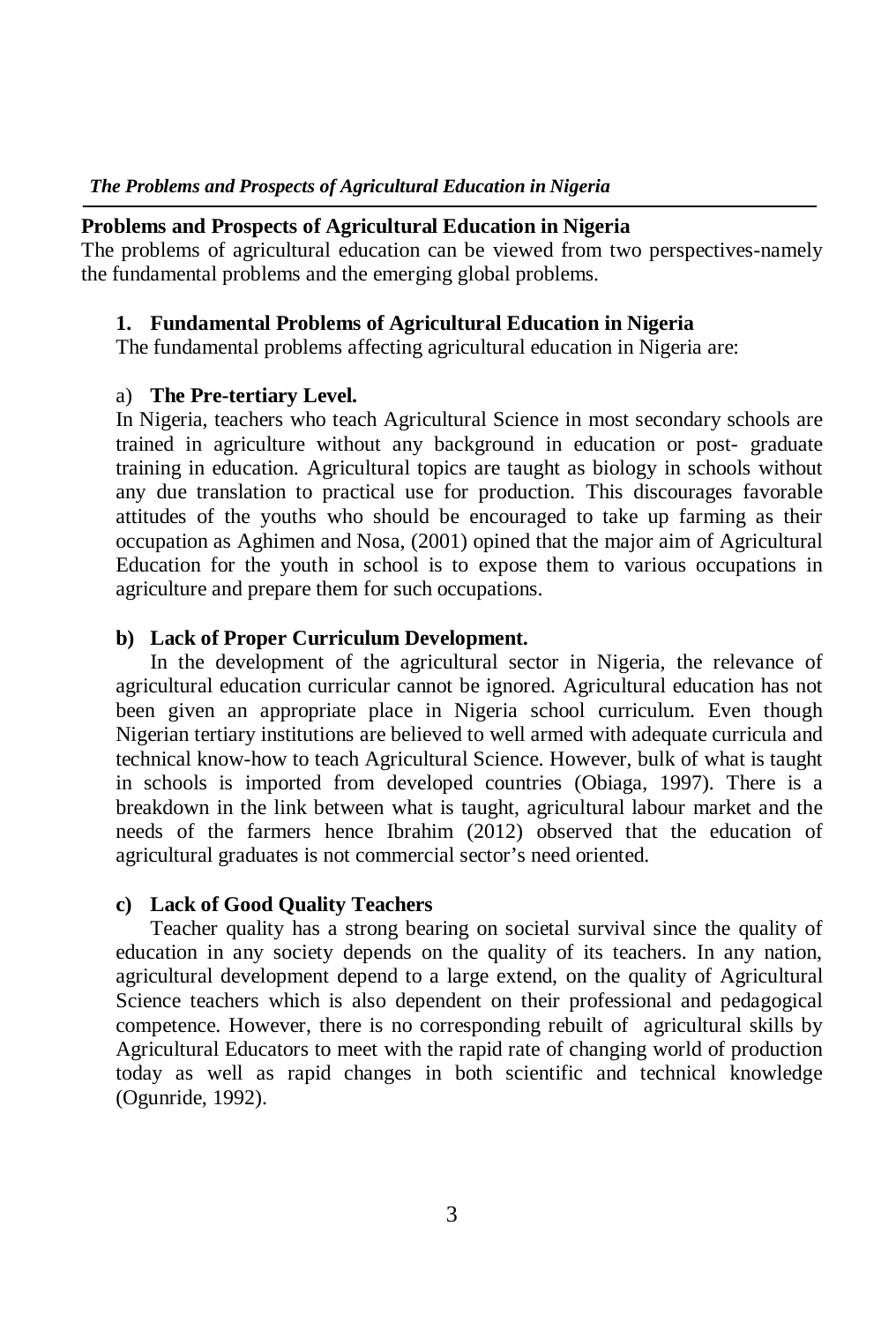## Problems and Prospects of Agricultural Education in Nigeria

The problems of agricultural education can be viewed from two perspectives-namely the fundamental problems and the emerging global problems.

### 1. Fundamental Problems of Agricultural Education in Nigeria

The fundamental problems affecting agricultural education in Nigeria are:

#### a) The Pre-tertiary Level.

In Nigeria, teachers who teach Agricultural Science in most secondary schools are trained in agriculture without any background in education or post- graduate training in education. Agricultural topics are taught as biology in schools without any due translation to practical use for production. This discourages favorable attitudes of the youths who should be encouraged to take up farming as their occupation as Aghimen and Nosa, (2001) opined that the major aim of Agricultural Education for the youth in school is to expose them to various occupations in agriculture and prepare them for such occupations.

#### b) Lack of Proper Curriculum Development.

In the development of the agricultural sector in Nigeria, the relevance of agricultural education curricular cannot be ignored. Agricultural education has not been given an appropriate place in Nigeria school curriculum. Even though Nigerian tertiary institutions are believed to well armed with adequate curricula and technical know-how to teach Agricultural Science. However, bulk of what is taught in schools is imported from developed countries (Obiaga, 1997). There is a breakdown in the link between what is taught, agricultural labour market and the needs of the farmers hence Ibrahim (2012) observed that the education of agricultural graduates is not commercial sector's need oriented.

#### c) Lack of Good Quality Teachers

Teacher quality has a strong bearing on societal survival since the quality of education in any society depends on the quality of its teachers. In any nation, agricultural development depend to a large extend, on the quality of Agricultural Science teachers which is also dependent on their professional and pedagogical competence. However, there is no corresponding rebuilt of agricultural skills by Agricultural Educators to meet with the rapid rate of changing world of production today as well as rapid changes in both scientific and technical knowledge (Ogunride, 1992).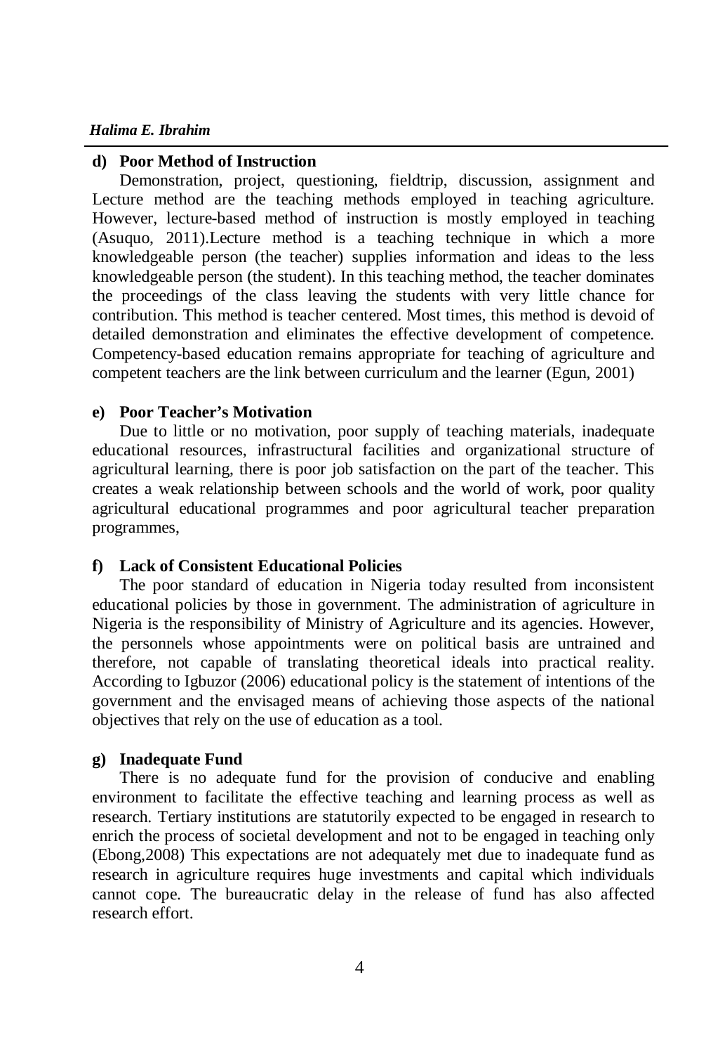### d) Poor Method of Instruction

Demonstration, project, questioning, fieldtrip, discussion, assignment and Lecture method are the teaching methods employed in teaching agriculture. However, lecture-based method of instruction is mostly employed in teaching (Asuquo, 2011).Lecture method is a teaching technique in which a more knowledgeable person (the teacher) supplies information and ideas to the less knowledgeable person (the student). In this teaching method, the teacher dominates the proceedings of the class leaving the students with very little chance for contribution. This method is teacher centered. Most times, this method is devoid of detailed demonstration and eliminates the effective development of competence. Competency-based education remains appropriate for teaching of agriculture and competent teachers are the link between curriculum and the learner (Egun, 2001)

### e) Poor Teacher's Motivation

Due to little or no motivation, poor supply of teaching materials, inadequate educational resources, infrastructural facilities and organizational structure of agricultural learning, there is poor job satisfaction on the part of the teacher. This creates a weak relationship between schools and the world of work, poor quality agricultural educational programmes and poor agricultural teacher preparation programmes,

### f) Lack of Consistent Educational Policies

The poor standard of education in Nigeria today resulted from inconsistent educational policies by those in government. The administration of agriculture in Nigeria is the responsibility of Ministry of Agriculture and its agencies. However, the personnels whose appointments were on political basis are untrained and therefore, not capable of translating theoretical ideals into practical reality. According to Igbuzor (2006) educational policy is the statement of intentions of the government and the envisaged means of achieving those aspects of the national objectives that rely on the use of education as a tool.

### g) Inadequate Fund

There is no adequate fund for the provision of conducive and enabling environment to facilitate the effective teaching and learning process as well as research. Tertiary institutions are statutorily expected to be engaged in research to enrich the process of societal development and not to be engaged in teaching only (Ebong,2008) This expectations are not adequately met due to inadequate fund as research in agriculture requires huge investments and capital which individuals cannot cope. The bureaucratic delay in the release of fund has also affected research effort.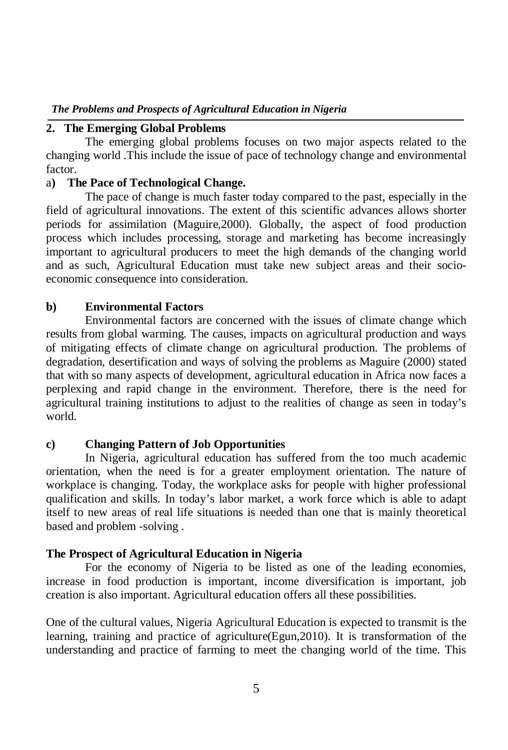## 2. The Emerging Global Problems

The emerging global problems focuses on two major aspects related to the changing world .This include the issue of pace of technology change and environmental factor.

### a) The Pace of Technological Change.

The pace of change is much faster today compared to the past, especially in the field of agricultural innovations. The extent of this scientific advances allows shorter periods for assimilation (Maguire,2000). Globally, the aspect of food production process which includes processing, storage and marketing has become increasingly important to agricultural producers to meet the high demands of the changing world and as such, Agricultural Education must take new subject areas and their socio-economic consequence into consideration.

### b) Environmental Factors

Environmental factors are concerned with the issues of climate change which results from global warming. The causes, impacts on agricultural production and ways of mitigating effects of climate change on agricultural production. The problems of degradation, desertification and ways of solving the problems as Maguire (2000) stated that with so many aspects of development, agricultural education in Africa now faces a perplexing and rapid change in the environment. Therefore, there is the need for agricultural training institutions to adjust to the realities of change as seen in today's world.

### c) Changing Pattern of Job Opportunities

In Nigeria, agricultural education has suffered from the too much academic orientation, when the need is for a greater employment orientation. The nature of workplace is changing. Today, the workplace asks for people with higher professional qualification and skills. In today's labor market, a work force which is able to adapt itself to new areas of real life situations is needed than one that is mainly theoretical based and problem -solving .

## The Prospect of Agricultural Education in Nigeria

For the economy of Nigeria to be listed as one of the leading economies, increase in food production is important, income diversification is important, job creation is also important. Agricultural education offers all these possibilities.

One of the cultural values, Nigeria Agricultural Education is expected to transmit is the learning, training and practice of agriculture(Egun,2010). It is transformation of the understanding and practice of farming to meet the changing world of the time. This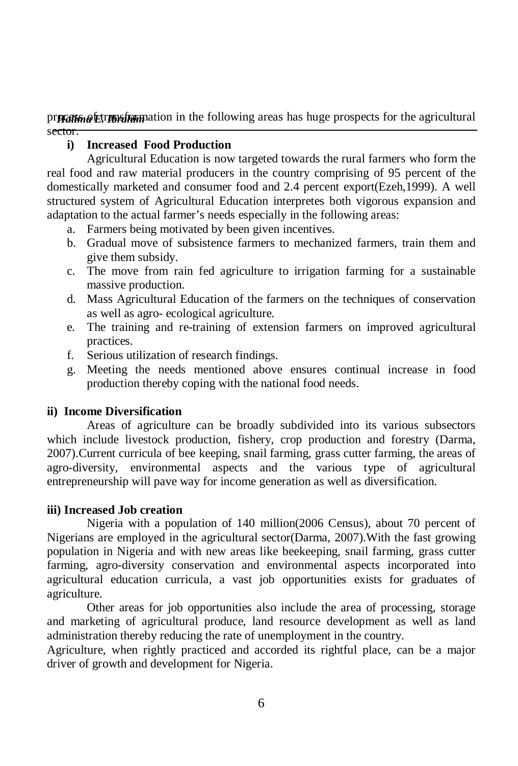process of transformation in the following areas has huge prospects for the agricultural sector.

**i) Increased Food Production**

Agricultural Education is now targeted towards the rural farmers who form the real food and raw material producers in the country comprising of 95 percent of the domestically marketed and consumer food and 2.4 percent export(Ezeh,1999). A well structured system of Agricultural Education interpretes both vigorous expansion and adaptation to the actual farmer's needs especially in the following areas:

a. Farmers being motivated by been given incentives.
b. Gradual move of subsistence farmers to mechanized farmers, train them and give them subsidy.
c. The move from rain fed agriculture to irrigation farming for a sustainable massive production.
d. Mass Agricultural Education of the farmers on the techniques of conservation as well as agro- ecological agriculture.
e. The training and re-training of extension farmers on improved agricultural practices.
f. Serious utilization of research findings.
g. Meeting the needs mentioned above ensures continual increase in food production thereby coping with the national food needs.

**ii) Income Diversification**

Areas of agriculture can be broadly subdivided into its various subsectors which include livestock production, fishery, crop production and forestry (Darma, 2007).Current curricula of bee keeping, snail farming, grass cutter farming, the areas of agro-diversity, environmental aspects and the various type of agricultural entrepreneurship will pave way for income generation as well as diversification.

**iii) Increased Job creation**

Nigeria with a population of 140 million(2006 Census), about 70 percent of Nigerians are employed in the agricultural sector(Darma, 2007).With the fast growing population in Nigeria and with new areas like beekeeping, snail farming, grass cutter farming, agro-diversity conservation and environmental aspects incorporated into agricultural education curricula, a vast job opportunities exists for graduates of agriculture.

Other areas for job opportunities also include the area of processing, storage and marketing of agricultural produce, land resource development as well as land administration thereby reducing the rate of unemployment in the country.

Agriculture, when rightly practiced and accorded its rightful place, can be a major driver of growth and development for Nigeria.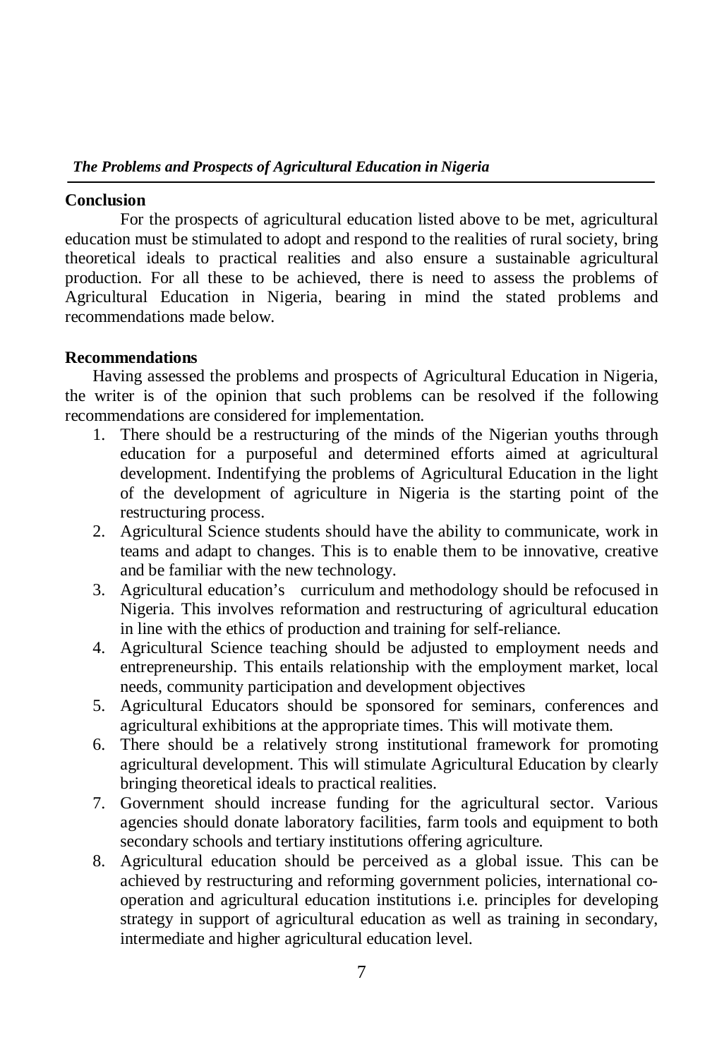## Conclusion

For the prospects of agricultural education listed above to be met, agricultural education must be stimulated to adopt and respond to the realities of rural society, bring theoretical ideals to practical realities and also ensure a sustainable agricultural production. For all these to be achieved, there is need to assess the problems of Agricultural Education in Nigeria, bearing in mind the stated problems and recommendations made below.

## Recommendations

Having assessed the problems and prospects of Agricultural Education in Nigeria, the writer is of the opinion that such problems can be resolved if the following recommendations are considered for implementation.

1. There should be a restructuring of the minds of the Nigerian youths through education for a purposeful and determined efforts aimed at agricultural development. Indentifying the problems of Agricultural Education in the light of the development of agriculture in Nigeria is the starting point of the restructuring process.
2. Agricultural Science students should have the ability to communicate, work in teams and adapt to changes. This is to enable them to be innovative, creative and be familiar with the new technology.
3. Agricultural education's curriculum and methodology should be refocused in Nigeria. This involves reformation and restructuring of agricultural education in line with the ethics of production and training for self-reliance.
4. Agricultural Science teaching should be adjusted to employment needs and entrepreneurship. This entails relationship with the employment market, local needs, community participation and development objectives
5. Agricultural Educators should be sponsored for seminars, conferences and agricultural exhibitions at the appropriate times. This will motivate them.
6. There should be a relatively strong institutional framework for promoting agricultural development. This will stimulate Agricultural Education by clearly bringing theoretical ideals to practical realities.
7. Government should increase funding for the agricultural sector. Various agencies should donate laboratory facilities, farm tools and equipment to both secondary schools and tertiary institutions offering agriculture.
8. Agricultural education should be perceived as a global issue. This can be achieved by restructuring and reforming government policies, international co-operation and agricultural education institutions i.e. principles for developing strategy in support of agricultural education as well as training in secondary, intermediate and higher agricultural education level.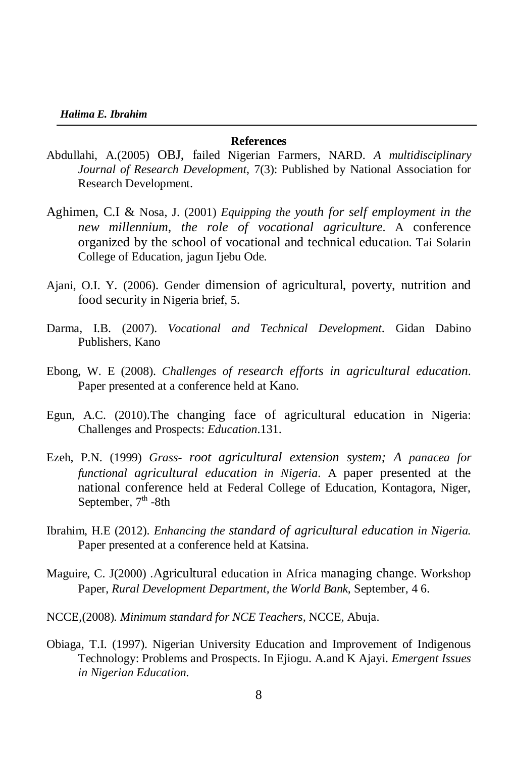## References

Abdullahi, A.(2005) OBJ, failed Nigerian Farmers, NARD. *A multidisciplinary Journal of Research Development*, 7(3): Published by National Association for Research Development.

Aghimen, C.I & Nosa, J. (2001) *Equipping the youth for self employment in the new millennium, the role of vocational agriculture*. A conference organized by the school of vocational and technical education. Tai Solarin College of Education, jagun Ijebu Ode.

Ajani, O.I. Y. (2006). Gender dimension of agricultural, poverty, nutrition and food security in Nigeria brief, 5.

Darma, I.B. (2007). *Vocational and Technical Development*. Gidan Dabino Publishers, Kano

Ebong, W. E (2008). *Challenges of research efforts in agricultural education*. Paper presented at a conference held at Kano.

Egun, A.C. (2010).The changing face of agricultural education in Nigeria: Challenges and Prospects: *Education*.131.

Ezeh, P.N. (1999) *Grass- root agricultural extension system; A panacea for functional agricultural education in Nigeria*. A paper presented at the national conference held at Federal College of Education, Kontagora, Niger, September, 7th -8th

Ibrahim, H.E (2012). *Enhancing the standard of agricultural education in Nigeria.* Paper presented at a conference held at Katsina.

Maguire, C. J(2000) .Agricultural education in Africa managing change. Workshop Paper, *Rural Development Department, the World Bank,* September, 4 6.

NCCE,(2008). *Minimum standard for NCE Teachers*, NCCE, Abuja.

Obiaga, T.I. (1997). Nigerian University Education and Improvement of Indigenous Technology: Problems and Prospects. In Ejiogu. A.and K Ajayi. *Emergent Issues in Nigerian Education.*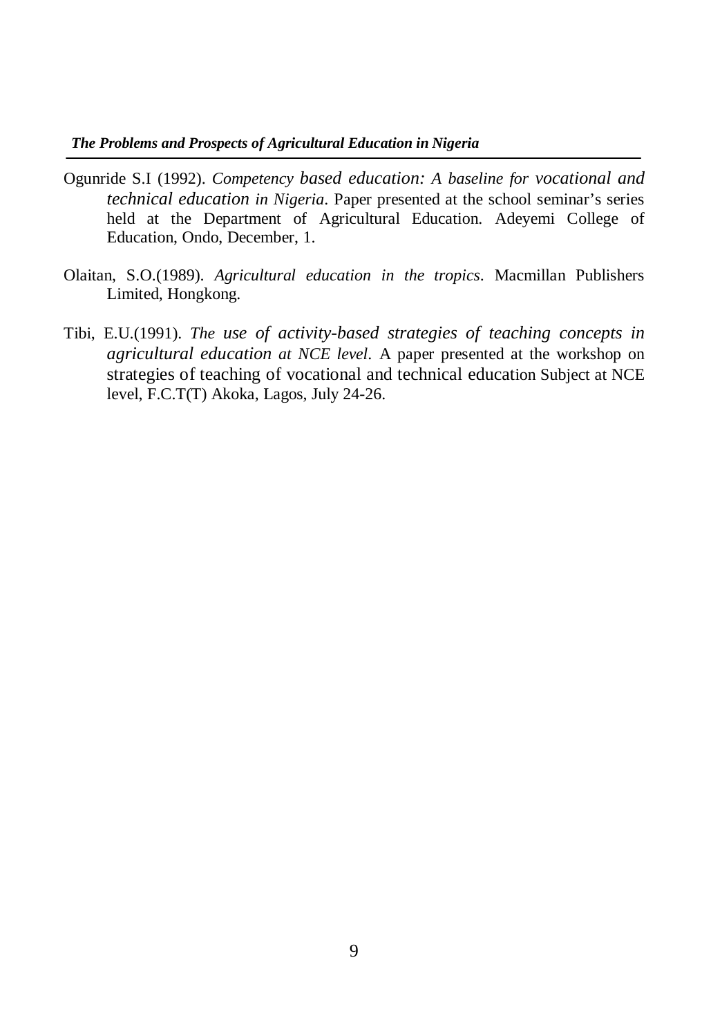Ogunride S.I (1992). *Competency based education: A baseline for vocational and technical education in Nigeria*. Paper presented at the school seminar's series held at the Department of Agricultural Education. Adeyemi College of Education, Ondo, December, 1.

Olaitan, S.O.(1989). *Agricultural education in the tropics*. Macmillan Publishers Limited, Hongkong.

Tibi, E.U.(1991). *The use of activity-based strategies of teaching concepts in agricultural education at NCE level*. A paper presented at the workshop on strategies of teaching of vocational and technical education Subject at NCE level, F.C.T(T) Akoka, Lagos, July 24-26.